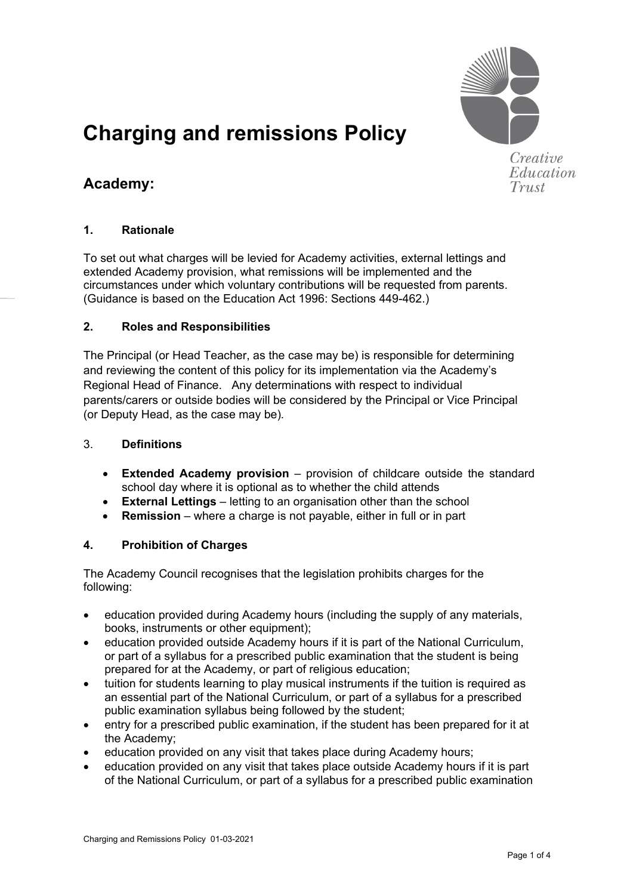# Charging and remissions Policy

## Academy:

### 1. Rationale

To set out what charges will be levied for Academy activities, external lettings and extended Academy provision, what remissions will be implemented and the circumstances under which voluntary contributions will be requested from parents. (Guidance is based on the Education Act 1996: Sections 449-462.)

### 2. Roles and Responsibilities

The Principal (or Head Teacher, as the case may be) is responsible for determining and reviewing the content of this policy for its implementation via the Academy's Regional Head of Finance. Any determinations with respect to individual parents/carers or outside bodies will be considered by the Principal or Vice Principal (or Deputy Head, as the case may be).

### 3. Definitions

- **Extended Academy provision** – provision of childcare outside the standard school day where it is optional as to whether the child attends
- **External Lettings** – letting to an organisation other than the school
- **Remission** – where a charge is not payable, either in full or in part

### 4. Prohibition of Charges

The Academy Council recognises that the legislation prohibits charges for the following:

- education provided during Academy hours (including the supply of any materials, books, instruments or other equipment);
- education provided outside Academy hours if it is part of the National Curriculum, or part of a syllabus for a prescribed public examination that the student is being prepared for at the Academy, or part of religious education;
- tuition for students learning to play musical instruments if the tuition is required as an essential part of the National Curriculum, or part of a syllabus for a prescribed public examination syllabus being followed by the student;
- entry for a prescribed public examination, if the student has been prepared for it at the Academy;
- education provided on any visit that takes place during Academy hours;
- education provided on any visit that takes place outside Academy hours if it is part of the National Curriculum, or part of a syllabus for a prescribed public examination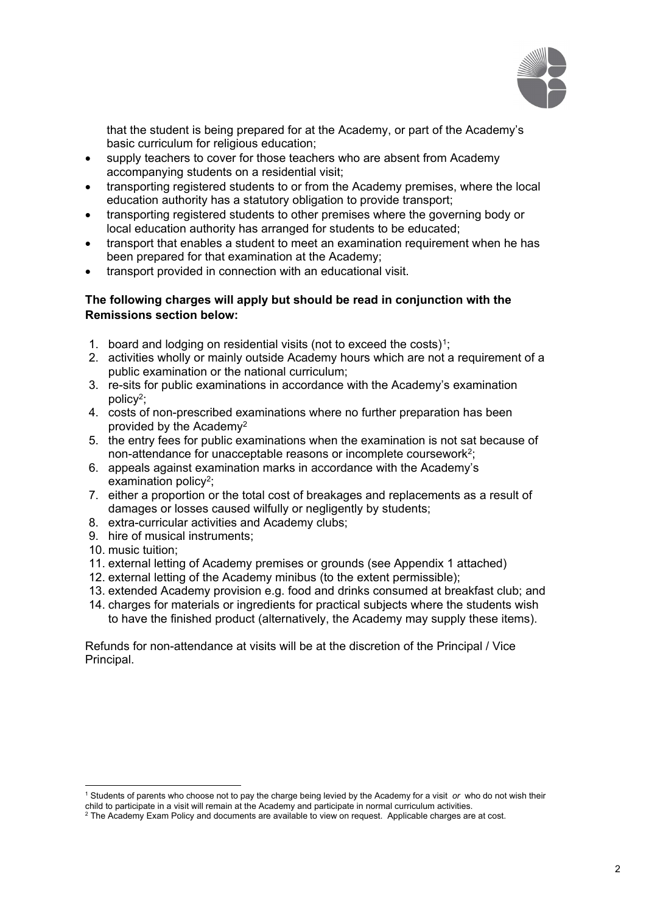that the student is being prepared for at the Academy, or part of the Academy's basic curriculum for religious education;

- supply teachers to cover for those teachers who are absent from Academy accompanying students on a residential visit;
- transporting registered students to or from the Academy premises, where the local education authority has a statutory obligation to provide transport;
- transporting registered students to other premises where the governing body or local education authority has arranged for students to be educated;
- transport that enables a student to meet an examination requirement when he has been prepared for that examination at the Academy;
- transport provided in connection with an educational visit.

**The following charges will apply but should be read in conjunction with the Remissions section below:**

1. board and lodging on residential visits (not to exceed the costs)[1];
2. activities wholly or mainly outside Academy hours which are not a requirement of a public examination or the national curriculum;
3. re-sits for public examinations in accordance with the Academy's examination policy[2];
4. costs of non-prescribed examinations where no further preparation has been provided by the Academy[2]
5. the entry fees for public examinations when the examination is not sat because of non-attendance for unacceptable reasons or incomplete coursework[2];
6. appeals against examination marks in accordance with the Academy's examination policy[2];
7. either a proportion or the total cost of breakages and replacements as a result of damages or losses caused wilfully or negligently by students;
8. extra-curricular activities and Academy clubs;
9. hire of musical instruments;
10. music tuition;
11. external letting of Academy premises or grounds (see Appendix 1 attached)
12. external letting of the Academy minibus (to the extent permissible);
13. extended Academy provision e.g. food and drinks consumed at breakfast club; and
14. charges for materials or ingredients for practical subjects where the students wish to have the finished product (alternatively, the Academy may supply these items).

Refunds for non-attendance at visits will be at the discretion of the Principal / Vice Principal.

---

[1] Students of parents who choose not to pay the charge being levied by the Academy for a visit *or* who do not wish their child to participate in a visit will remain at the Academy and participate in normal curriculum activities.

[2] The Academy Exam Policy and documents are available to view on request. Applicable charges are at cost.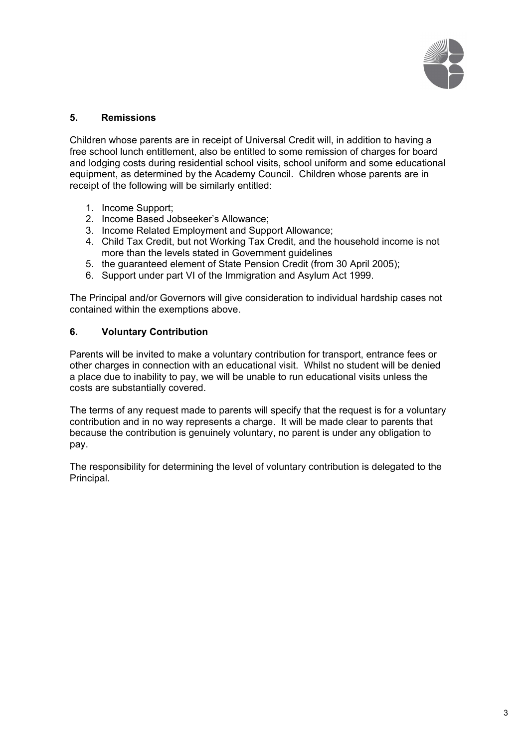## 5. Remissions

Children whose parents are in receipt of Universal Credit will, in addition to having a free school lunch entitlement, also be entitled to some remission of charges for board and lodging costs during residential school visits, school uniform and some educational equipment, as determined by the Academy Council. Children whose parents are in receipt of the following will be similarly entitled:

1. Income Support;
2. Income Based Jobseeker's Allowance;
3. Income Related Employment and Support Allowance;
4. Child Tax Credit, but not Working Tax Credit, and the household income is not more than the levels stated in Government guidelines
5. the guaranteed element of State Pension Credit (from 30 April 2005);
6. Support under part VI of the Immigration and Asylum Act 1999.

The Principal and/or Governors will give consideration to individual hardship cases not contained within the exemptions above.

## 6. Voluntary Contribution

Parents will be invited to make a voluntary contribution for transport, entrance fees or other charges in connection with an educational visit. Whilst no student will be denied a place due to inability to pay, we will be unable to run educational visits unless the costs are substantially covered.

The terms of any request made to parents will specify that the request is for a voluntary contribution and in no way represents a charge. It will be made clear to parents that because the contribution is genuinely voluntary, no parent is under any obligation to pay.

The responsibility for determining the level of voluntary contribution is delegated to the Principal.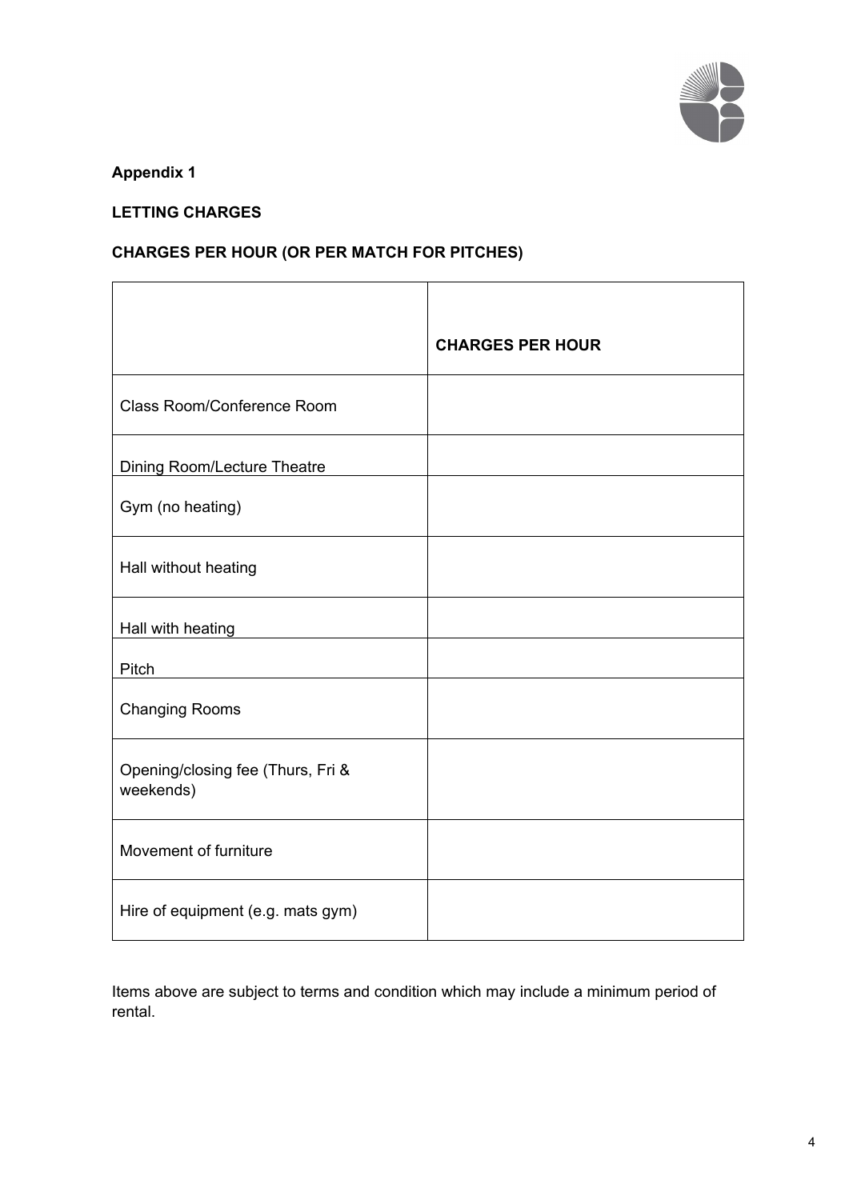**Appendix 1**

**LETTING CHARGES**

**CHARGES PER HOUR (OR PER MATCH FOR PITCHES)**

| | **CHARGES PER HOUR** |
|---|---|
| Class Room/Conference Room | |
| Dining Room/Lecture Theatre | |
| Gym (no heating) | |
| Hall without heating | |
| Hall with heating | |
| Pitch | |
| Changing Rooms | |
| Opening/closing fee (Thurs, Fri & weekends) | |
| Movement of furniture | |
| Hire of equipment (e.g. mats gym) | |

Items above are subject to terms and condition which may include a minimum period of rental.